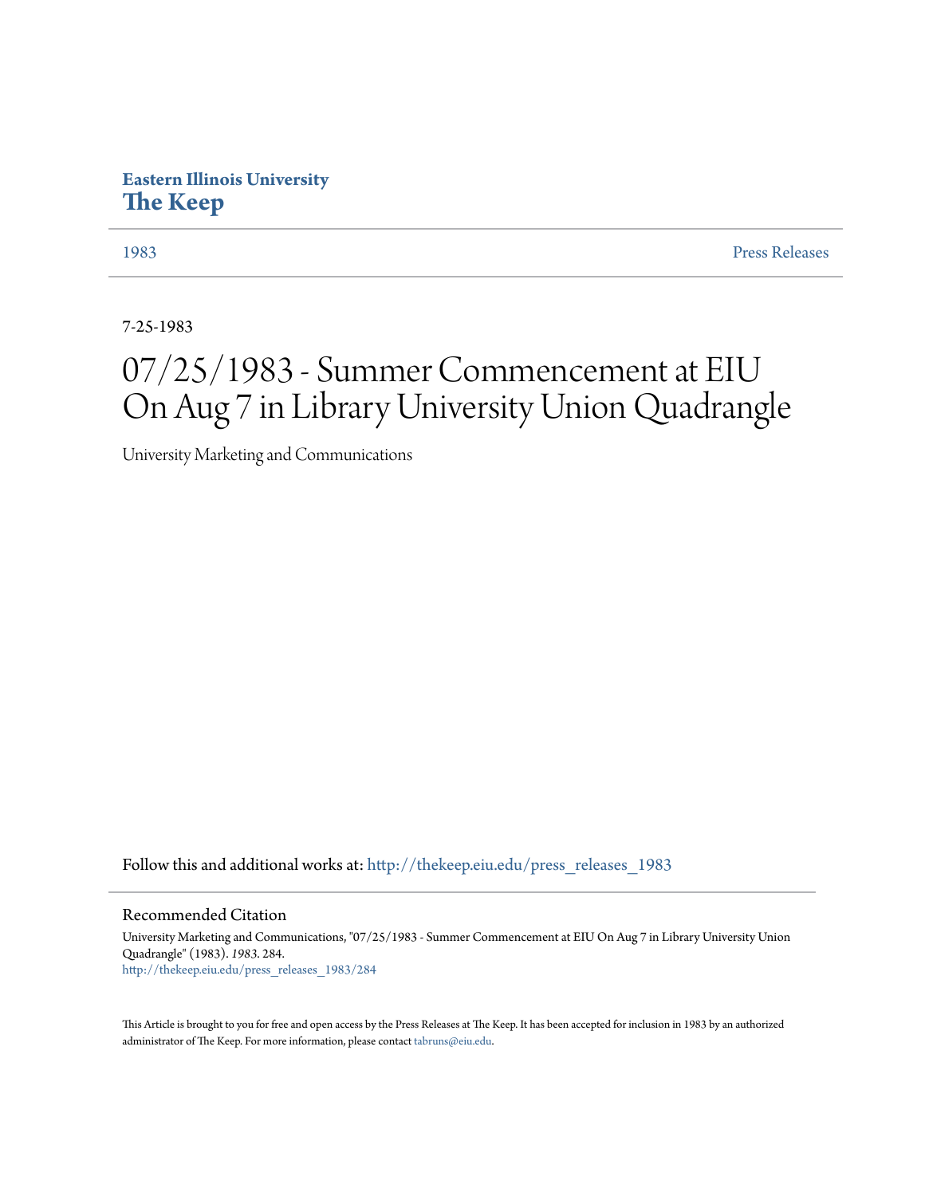**Eastern Illinois University**
**The Keep**

[1983](http://thekeep.eiu.edu/press_releases_1983) | [Press Releases](http://thekeep.eiu.edu/press_releases)

7-25-1983

# 07/25/1983 - Summer Commencement at EIU On Aug 7 in Library University Union Quadrangle

University Marketing and Communications

Follow this and additional works at: http://thekeep.eiu.edu/press_releases_1983

## Recommended Citation

University Marketing and Communications, "07/25/1983 - Summer Commencement at EIU On Aug 7 in Library University Union Quadrangle" (1983). *1983*. 284.
http://thekeep.eiu.edu/press_releases_1983/284

This Article is brought to you for free and open access by the Press Releases at The Keep. It has been accepted for inclusion in 1983 by an authorized administrator of The Keep. For more information, please contact tabruns@eiu.edu.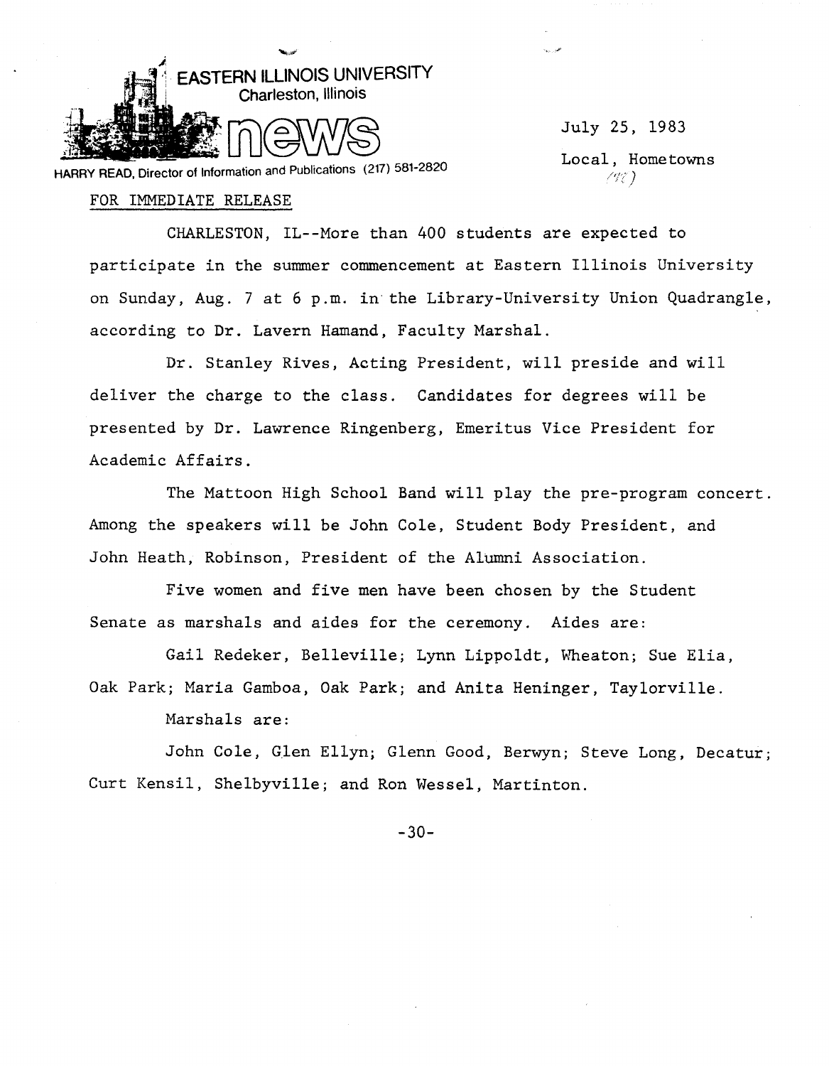**EASTERN ILLINOIS UNIVERSITY**
Charleston, Illinois

**news**

HARRY READ, Director of Information and Publications (217) 581-2820

July 25, 1983

Local, Hometowns

FOR IMMEDIATE RELEASE

CHARLESTON, IL--More than 400 students are expected to participate in the summer commencement at Eastern Illinois University on Sunday, Aug. 7 at 6 p.m. in the Library-University Union Quadrangle, according to Dr. Lavern Hamand, Faculty Marshal.

Dr. Stanley Rives, Acting President, will preside and will deliver the charge to the class. Candidates for degrees will be presented by Dr. Lawrence Ringenberg, Emeritus Vice President for Academic Affairs.

The Mattoon High School Band will play the pre-program concert. Among the speakers will be John Cole, Student Body President, and John Heath, Robinson, President of the Alumni Association.

Five women and five men have been chosen by the Student Senate as marshals and aides for the ceremony. Aides are:

Gail Redeker, Belleville; Lynn Lippoldt, Wheaton; Sue Elia, Oak Park; Maria Gamboa, Oak Park; and Anita Heninger, Taylorville.

Marshals are:

John Cole, Glen Ellyn; Glenn Good, Berwyn; Steve Long, Decatur; Curt Kensil, Shelbyville; and Ron Wessel, Martinton.

-30-